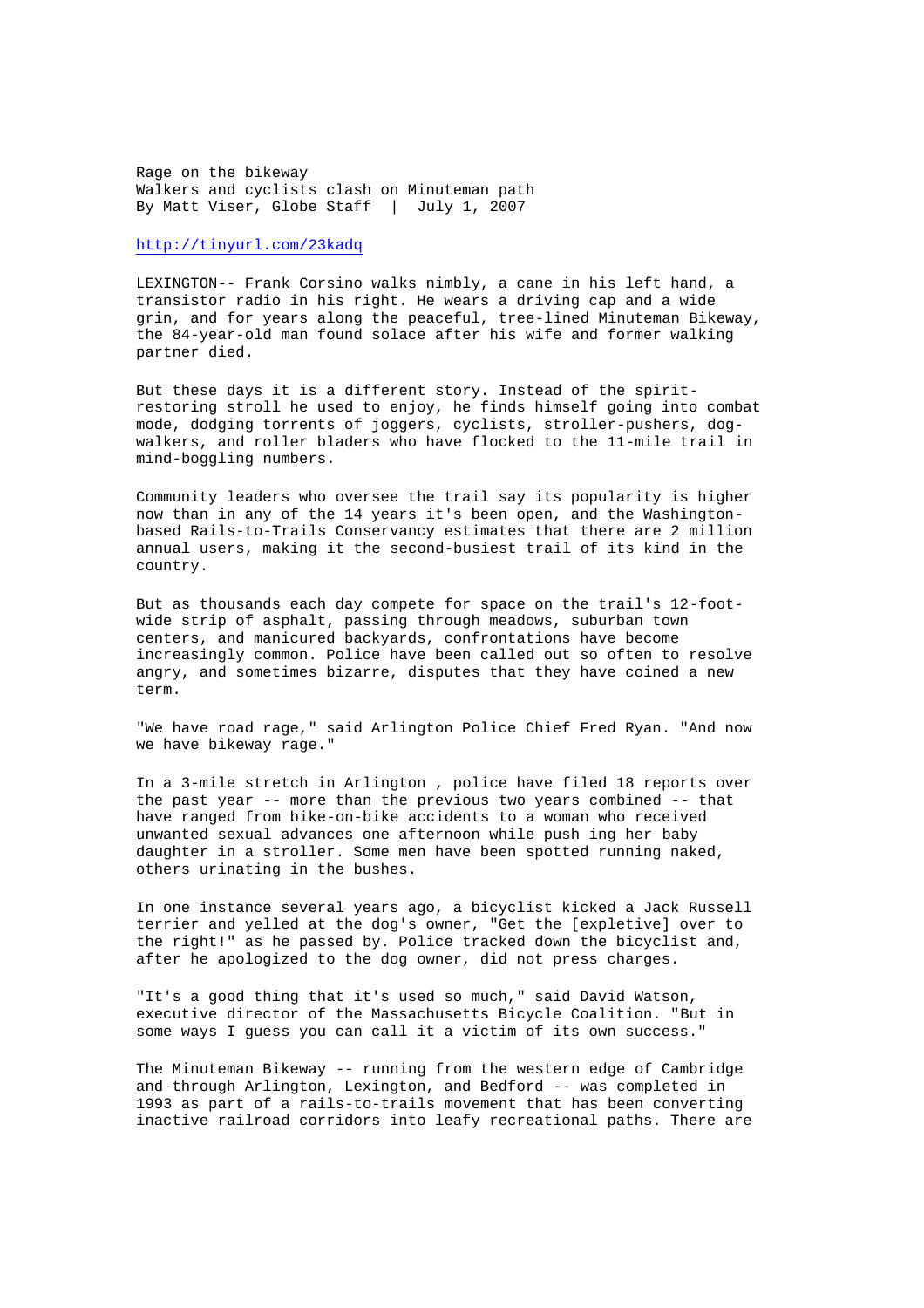# Rage on the bikeway

## Walkers and cyclists clash on Minuteman path

By Matt Viser, Globe Staff | July 1, 2007

http://tinyurl.com/23kadq

LEXINGTON-- Frank Corsino walks nimbly, a cane in his left hand, a transistor radio in his right. He wears a driving cap and a wide grin, and for years along the peaceful, tree-lined Minuteman Bikeway, the 84-year-old man found solace after his wife and former walking partner died.

But these days it is a different story. Instead of the spirit-restoring stroll he used to enjoy, he finds himself going into combat mode, dodging torrents of joggers, cyclists, stroller-pushers, dog-walkers, and roller bladers who have flocked to the 11-mile trail in mind-boggling numbers.

Community leaders who oversee the trail say its popularity is higher now than in any of the 14 years it's been open, and the Washington-based Rails-to-Trails Conservancy estimates that there are 2 million annual users, making it the second-busiest trail of its kind in the country.

But as thousands each day compete for space on the trail's 12-foot-wide strip of asphalt, passing through meadows, suburban town centers, and manicured backyards, confrontations have become increasingly common. Police have been called out so often to resolve angry, and sometimes bizarre, disputes that they have coined a new term.

"We have road rage," said Arlington Police Chief Fred Ryan. "And now we have bikeway rage."

In a 3-mile stretch in Arlington , police have filed 18 reports over the past year -- more than the previous two years combined -- that have ranged from bike-on-bike accidents to a woman who received unwanted sexual advances one afternoon while push ing her baby daughter in a stroller. Some men have been spotted running naked, others urinating in the bushes.

In one instance several years ago, a bicyclist kicked a Jack Russell terrier and yelled at the dog's owner, "Get the [expletive] over to the right!" as he passed by. Police tracked down the bicyclist and, after he apologized to the dog owner, did not press charges.

"It's a good thing that it's used so much," said David Watson, executive director of the Massachusetts Bicycle Coalition. "But in some ways I guess you can call it a victim of its own success."

The Minuteman Bikeway -- running from the western edge of Cambridge and through Arlington, Lexington, and Bedford -- was completed in 1993 as part of a rails-to-trails movement that has been converting inactive railroad corridors into leafy recreational paths. There are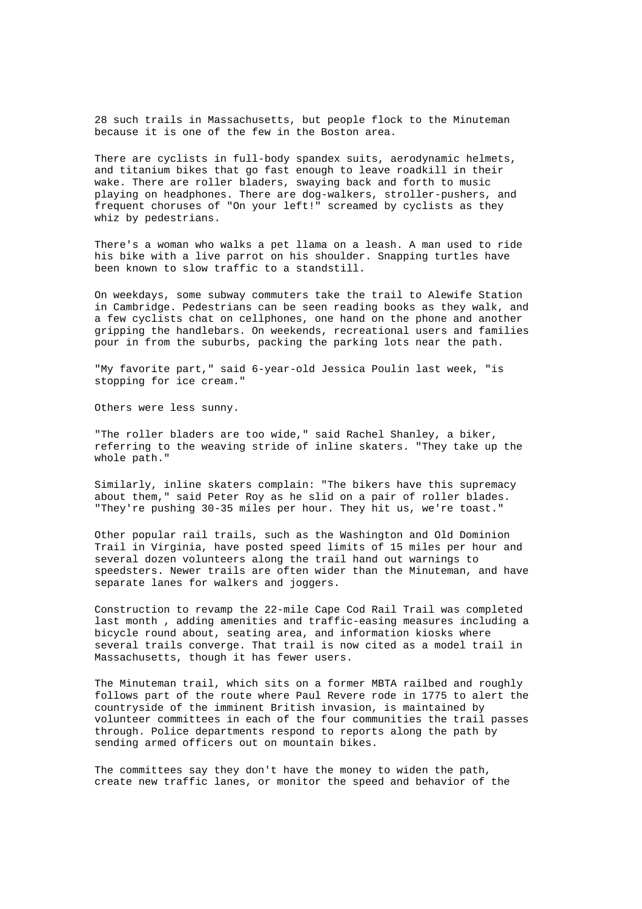28 such trails in Massachusetts, but people flock to the Minuteman because it is one of the few in the Boston area.

There are cyclists in full-body spandex suits, aerodynamic helmets, and titanium bikes that go fast enough to leave roadkill in their wake. There are roller bladers, swaying back and forth to music playing on headphones. There are dog-walkers, stroller-pushers, and frequent choruses of "On your left!" screamed by cyclists as they whiz by pedestrians.

There's a woman who walks a pet llama on a leash. A man used to ride his bike with a live parrot on his shoulder. Snapping turtles have been known to slow traffic to a standstill.

On weekdays, some subway commuters take the trail to Alewife Station in Cambridge. Pedestrians can be seen reading books as they walk, and a few cyclists chat on cellphones, one hand on the phone and another gripping the handlebars. On weekends, recreational users and families pour in from the suburbs, packing the parking lots near the path.

"My favorite part," said 6-year-old Jessica Poulin last week, "is stopping for ice cream."

Others were less sunny.

"The roller bladers are too wide," said Rachel Shanley, a biker, referring to the weaving stride of inline skaters. "They take up the whole path."

Similarly, inline skaters complain: "The bikers have this supremacy about them," said Peter Roy as he slid on a pair of roller blades. "They're pushing 30-35 miles per hour. They hit us, we're toast."

Other popular rail trails, such as the Washington and Old Dominion Trail in Virginia, have posted speed limits of 15 miles per hour and several dozen volunteers along the trail hand out warnings to speedsters. Newer trails are often wider than the Minuteman, and have separate lanes for walkers and joggers.

Construction to revamp the 22-mile Cape Cod Rail Trail was completed last month , adding amenities and traffic-easing measures including a bicycle round about, seating area, and information kiosks where several trails converge. That trail is now cited as a model trail in Massachusetts, though it has fewer users.

The Minuteman trail, which sits on a former MBTA railbed and roughly follows part of the route where Paul Revere rode in 1775 to alert the countryside of the imminent British invasion, is maintained by volunteer committees in each of the four communities the trail passes through. Police departments respond to reports along the path by sending armed officers out on mountain bikes.

The committees say they don't have the money to widen the path, create new traffic lanes, or monitor the speed and behavior of the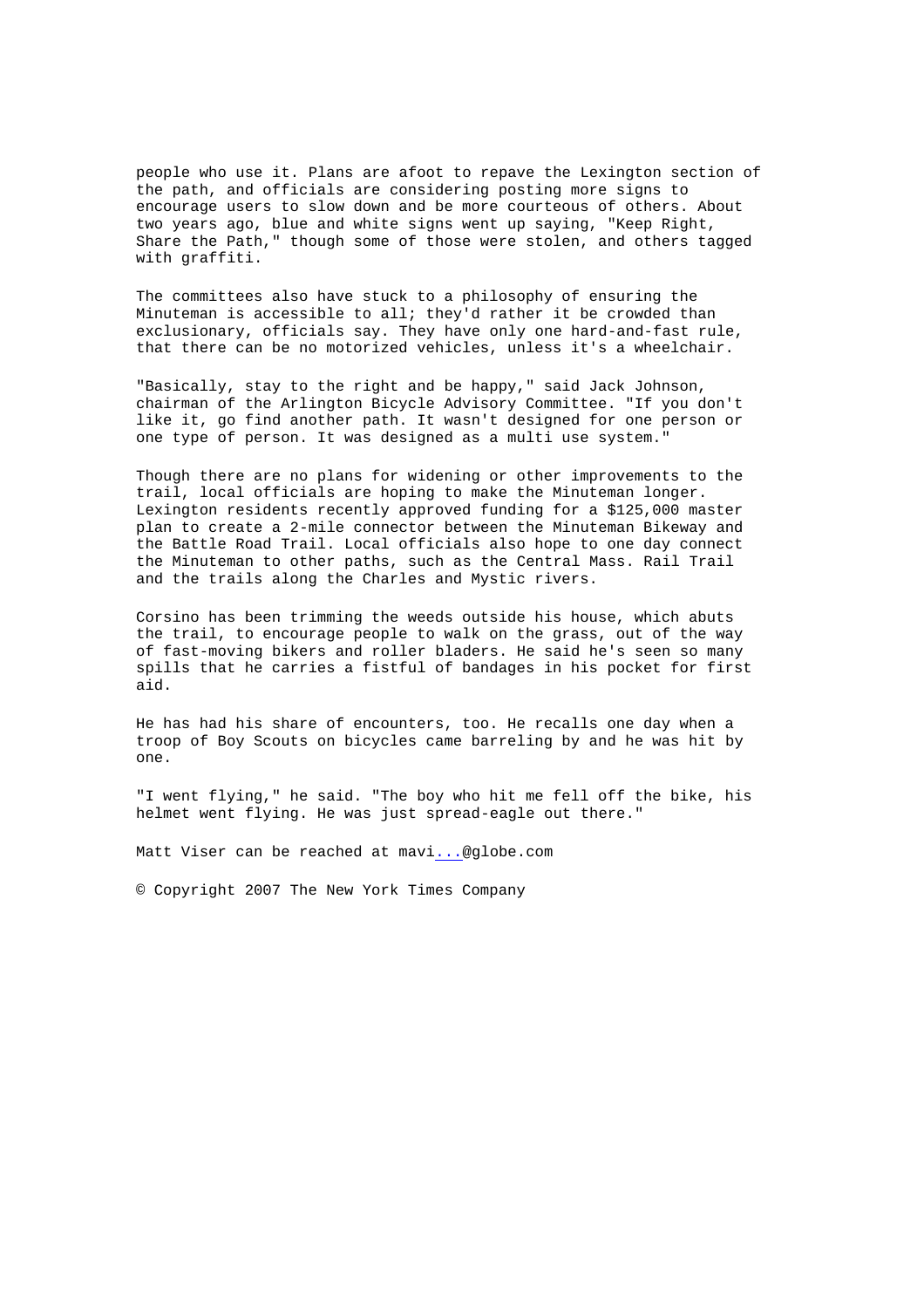people who use it. Plans are afoot to repave the Lexington section of the path, and officials are considering posting more signs to encourage users to slow down and be more courteous of others. About two years ago, blue and white signs went up saying, "Keep Right, Share the Path," though some of those were stolen, and others tagged with graffiti.

The committees also have stuck to a philosophy of ensuring the Minuteman is accessible to all; they'd rather it be crowded than exclusionary, officials say. They have only one hard-and-fast rule, that there can be no motorized vehicles, unless it's a wheelchair.

"Basically, stay to the right and be happy," said Jack Johnson, chairman of the Arlington Bicycle Advisory Committee. "If you don't like it, go find another path. It wasn't designed for one person or one type of person. It was designed as a multi use system."

Though there are no plans for widening or other improvements to the trail, local officials are hoping to make the Minuteman longer. Lexington residents recently approved funding for a $125,000 master plan to create a 2-mile connector between the Minuteman Bikeway and the Battle Road Trail. Local officials also hope to one day connect the Minuteman to other paths, such as the Central Mass. Rail Trail and the trails along the Charles and Mystic rivers.

Corsino has been trimming the weeds outside his house, which abuts the trail, to encourage people to walk on the grass, out of the way of fast-moving bikers and roller bladers. He said he's seen so many spills that he carries a fistful of bandages in his pocket for first aid.

He has had his share of encounters, too. He recalls one day when a troop of Boy Scouts on bicycles came barreling by and he was hit by one.

"I went flying," he said. "The boy who hit me fell off the bike, his helmet went flying. He was just spread-eagle out there."

Matt Viser can be reached at mavi...@globe.com

© Copyright 2007 The New York Times Company